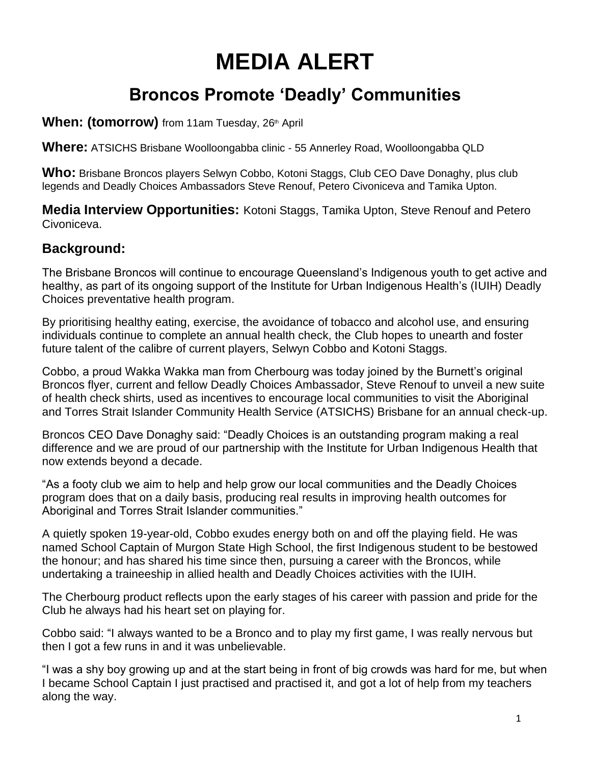# MEDIA ALERT

## Broncos Promote 'Deadly' Communities

**When: (tomorrow)** from 11am Tuesday, 26th April

**Where:** ATSICHS Brisbane Woolloongabba clinic - 55 Annerley Road, Woolloongabba QLD

**Who:** Brisbane Broncos players Selwyn Cobbo, Kotoni Staggs, Club CEO Dave Donaghy, plus club legends and Deadly Choices Ambassadors Steve Renouf, Petero Civoniceva and Tamika Upton.

**Media Interview Opportunities:** Kotoni Staggs, Tamika Upton, Steve Renouf and Petero Civoniceva.

### Background:

The Brisbane Broncos will continue to encourage Queensland's Indigenous youth to get active and healthy, as part of its ongoing support of the Institute for Urban Indigenous Health's (IUIH) Deadly Choices preventative health program.

By prioritising healthy eating, exercise, the avoidance of tobacco and alcohol use, and ensuring individuals continue to complete an annual health check, the Club hopes to unearth and foster future talent of the calibre of current players, Selwyn Cobbo and Kotoni Staggs.

Cobbo, a proud Wakka Wakka man from Cherbourg was today joined by the Burnett's original Broncos flyer, current and fellow Deadly Choices Ambassador, Steve Renouf to unveil a new suite of health check shirts, used as incentives to encourage local communities to visit the Aboriginal and Torres Strait Islander Community Health Service (ATSICHS) Brisbane for an annual check-up.

Broncos CEO Dave Donaghy said: "Deadly Choices is an outstanding program making a real difference and we are proud of our partnership with the Institute for Urban Indigenous Health that now extends beyond a decade.

"As a footy club we aim to help and help grow our local communities and the Deadly Choices program does that on a daily basis, producing real results in improving health outcomes for Aboriginal and Torres Strait Islander communities."

A quietly spoken 19-year-old, Cobbo exudes energy both on and off the playing field. He was named School Captain of Murgon State High School, the first Indigenous student to be bestowed the honour; and has shared his time since then, pursuing a career with the Broncos, while undertaking a traineeship in allied health and Deadly Choices activities with the IUIH.

The Cherbourg product reflects upon the early stages of his career with passion and pride for the Club he always had his heart set on playing for.

Cobbo said: "I always wanted to be a Bronco and to play my first game, I was really nervous but then I got a few runs in and it was unbelievable.

"I was a shy boy growing up and at the start being in front of big crowds was hard for me, but when I became School Captain I just practised and practised it, and got a lot of help from my teachers along the way.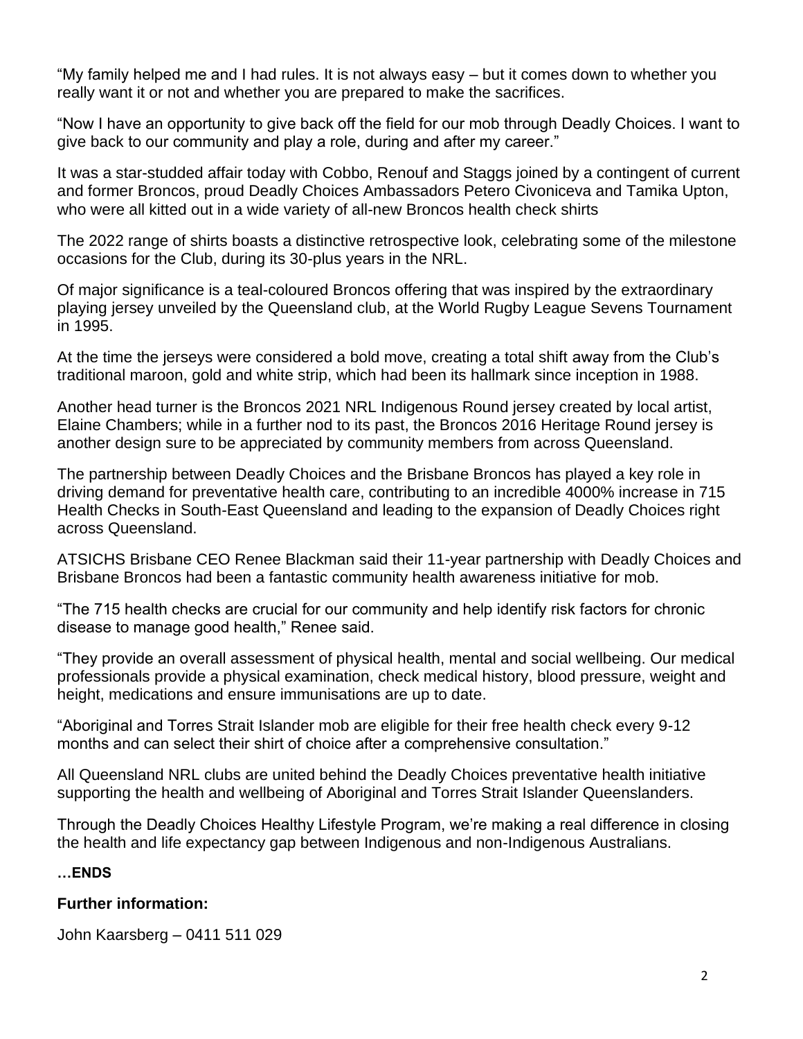"My family helped me and I had rules. It is not always easy – but it comes down to whether you really want it or not and whether you are prepared to make the sacrifices.

"Now I have an opportunity to give back off the field for our mob through Deadly Choices. I want to give back to our community and play a role, during and after my career."

It was a star-studded affair today with Cobbo, Renouf and Staggs joined by a contingent of current and former Broncos, proud Deadly Choices Ambassadors Petero Civoniceva and Tamika Upton, who were all kitted out in a wide variety of all-new Broncos health check shirts

The 2022 range of shirts boasts a distinctive retrospective look, celebrating some of the milestone occasions for the Club, during its 30-plus years in the NRL.

Of major significance is a teal-coloured Broncos offering that was inspired by the extraordinary playing jersey unveiled by the Queensland club, at the World Rugby League Sevens Tournament in 1995.

At the time the jerseys were considered a bold move, creating a total shift away from the Club's traditional maroon, gold and white strip, which had been its hallmark since inception in 1988.

Another head turner is the Broncos 2021 NRL Indigenous Round jersey created by local artist, Elaine Chambers; while in a further nod to its past, the Broncos 2016 Heritage Round jersey is another design sure to be appreciated by community members from across Queensland.

The partnership between Deadly Choices and the Brisbane Broncos has played a key role in driving demand for preventative health care, contributing to an incredible 4000% increase in 715 Health Checks in South-East Queensland and leading to the expansion of Deadly Choices right across Queensland.

ATSICHS Brisbane CEO Renee Blackman said their 11-year partnership with Deadly Choices and Brisbane Broncos had been a fantastic community health awareness initiative for mob.

"The 715 health checks are crucial for our community and help identify risk factors for chronic disease to manage good health," Renee said.

"They provide an overall assessment of physical health, mental and social wellbeing. Our medical professionals provide a physical examination, check medical history, blood pressure, weight and height, medications and ensure immunisations are up to date.

"Aboriginal and Torres Strait Islander mob are eligible for their free health check every 9-12 months and can select their shirt of choice after a comprehensive consultation."

All Queensland NRL clubs are united behind the Deadly Choices preventative health initiative supporting the health and wellbeing of Aboriginal and Torres Strait Islander Queenslanders.

Through the Deadly Choices Healthy Lifestyle Program, we're making a real difference in closing the health and life expectancy gap between Indigenous and non-Indigenous Australians.

**…ENDS**

**Further information:**

John Kaarsberg – 0411 511 029